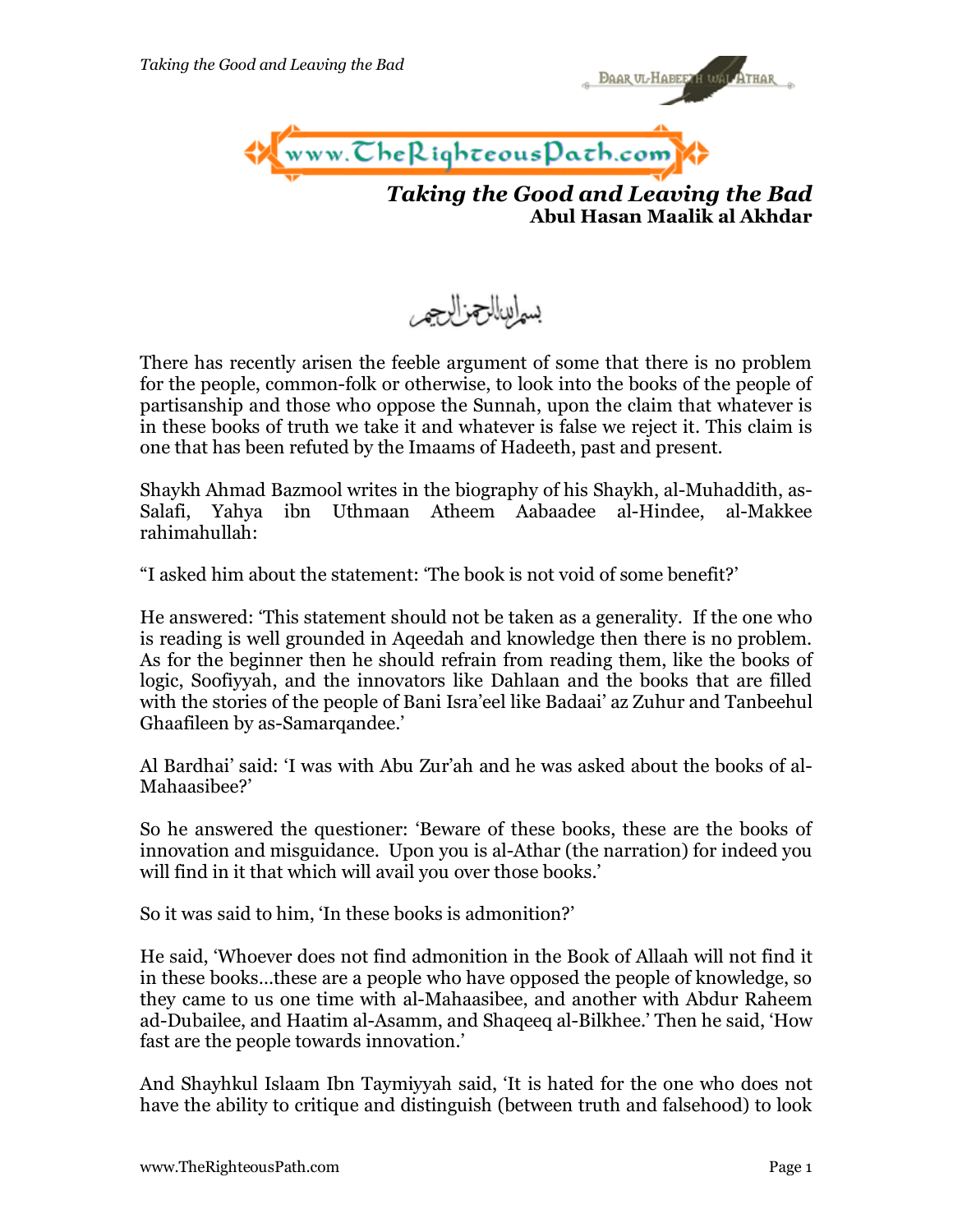# Taking the Good and Leaving the Bad

**Abul Hasan Maalik al Akhdar**

بسم الله الرحمن الرحيم

There has recently arisen the feeble argument of some that there is no problem for the people, common-folk or otherwise, to look into the books of the people of partisanship and those who oppose the Sunnah, upon the claim that whatever is in these books of truth we take it and whatever is false we reject it. This claim is one that has been refuted by the Imaams of Hadeeth, past and present.

Shaykh Ahmad Bazmool writes in the biography of his Shaykh, al-Muhaddith, as-Salafi, Yahya ibn Uthmaan Atheem Aabaadee al-Hindee, al-Makkee rahimahullah:

"I asked him about the statement: 'The book is not void of some benefit?'

He answered: 'This statement should not be taken as a generality. If the one who is reading is well grounded in Aqeedah and knowledge then there is no problem. As for the beginner then he should refrain from reading them, like the books of logic, Soofiyyah, and the innovators like Dahlaan and the books that are filled with the stories of the people of Bani Isra'eel like Badaai' az Zuhur and Tanbeehul Ghaafileen by as-Samarqandee.'

Al Bardhai' said: 'I was with Abu Zur'ah and he was asked about the books of al-Mahaasibee?'

So he answered the questioner: 'Beware of these books, these are the books of innovation and misguidance. Upon you is al-Athar (the narration) for indeed you will find in it that which will avail you over those books.'

So it was said to him, 'In these books is admonition?'

He said, 'Whoever does not find admonition in the Book of Allaah will not find it in these books…these are a people who have opposed the people of knowledge, so they came to us one time with al-Mahaasibee, and another with Abdur Raheem ad-Dubailee, and Haatim al-Asamm, and Shaqeeq al-Bilkhee.' Then he said, 'How fast are the people towards innovation.'

And Shayhkul Islaam Ibn Taymiyyah said, 'It is hated for the one who does not have the ability to critique and distinguish (between truth and falsehood) to look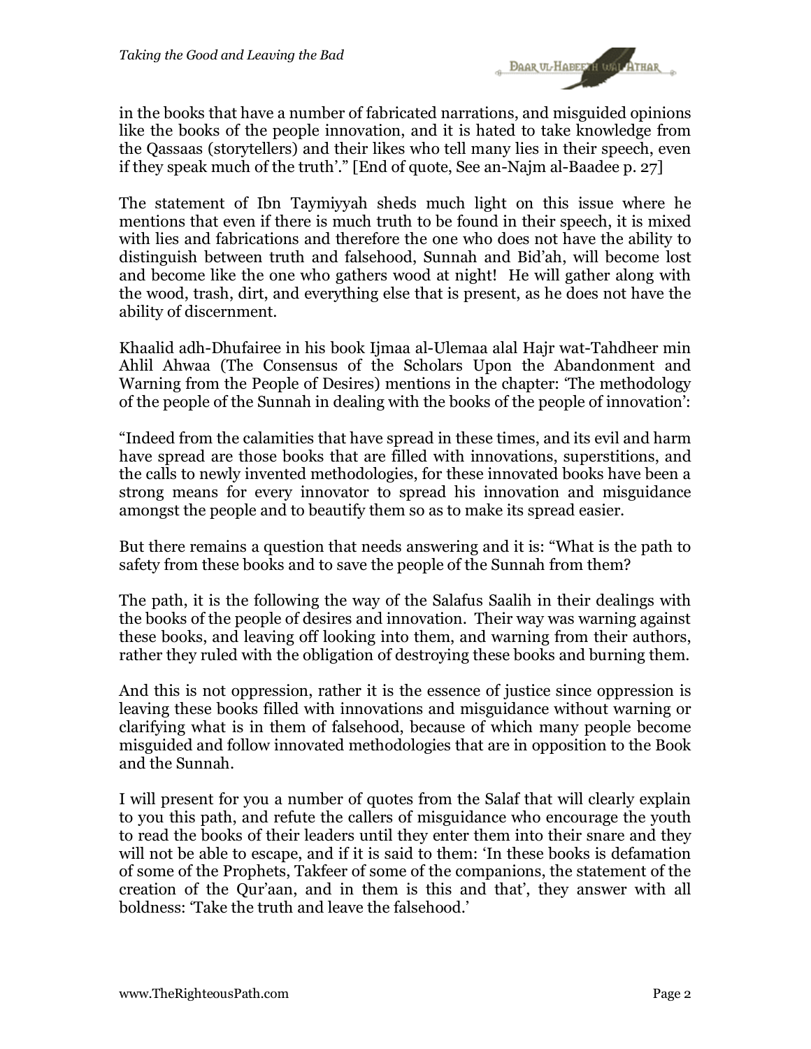in the books that have a number of fabricated narrations, and misguided opinions like the books of the people innovation, and it is hated to take knowledge from the Qassaas (storytellers) and their likes who tell many lies in their speech, even if they speak much of the truth'." [End of quote, See an-Najm al-Baadee p. 27]

The statement of Ibn Taymiyyah sheds much light on this issue where he mentions that even if there is much truth to be found in their speech, it is mixed with lies and fabrications and therefore the one who does not have the ability to distinguish between truth and falsehood, Sunnah and Bid'ah, will become lost and become like the one who gathers wood at night! He will gather along with the wood, trash, dirt, and everything else that is present, as he does not have the ability of discernment.

Khaalid adh-Dhufairee in his book Ijmaa al-Ulemaa alal Hajr wat-Tahdheer min Ahlil Ahwaa (The Consensus of the Scholars Upon the Abandonment and Warning from the People of Desires) mentions in the chapter: 'The methodology of the people of the Sunnah in dealing with the books of the people of innovation':

"Indeed from the calamities that have spread in these times, and its evil and harm have spread are those books that are filled with innovations, superstitions, and the calls to newly invented methodologies, for these innovated books have been a strong means for every innovator to spread his innovation and misguidance amongst the people and to beautify them so as to make its spread easier.

But there remains a question that needs answering and it is: "What is the path to safety from these books and to save the people of the Sunnah from them?

The path, it is the following the way of the Salafus Saalih in their dealings with the books of the people of desires and innovation. Their way was warning against these books, and leaving off looking into them, and warning from their authors, rather they ruled with the obligation of destroying these books and burning them.

And this is not oppression, rather it is the essence of justice since oppression is leaving these books filled with innovations and misguidance without warning or clarifying what is in them of falsehood, because of which many people become misguided and follow innovated methodologies that are in opposition to the Book and the Sunnah.

I will present for you a number of quotes from the Salaf that will clearly explain to you this path, and refute the callers of misguidance who encourage the youth to read the books of their leaders until they enter them into their snare and they will not be able to escape, and if it is said to them: 'In these books is defamation of some of the Prophets, Takfeer of some of the companions, the statement of the creation of the Qur'aan, and in them is this and that', they answer with all boldness: 'Take the truth and leave the falsehood.'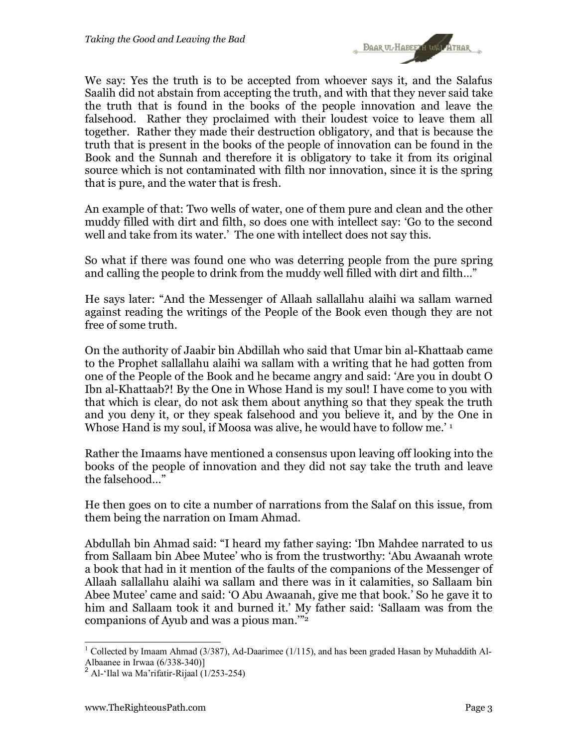We say: Yes the truth is to be accepted from whoever says it, and the Salafus Saalih did not abstain from accepting the truth, and with that they never said take the truth that is found in the books of the people innovation and leave the falsehood. Rather they proclaimed with their loudest voice to leave them all together. Rather they made their destruction obligatory, and that is because the truth that is present in the books of the people of innovation can be found in the Book and the Sunnah and therefore it is obligatory to take it from its original source which is not contaminated with filth nor innovation, since it is the spring that is pure, and the water that is fresh.

An example of that: Two wells of water, one of them pure and clean and the other muddy filled with dirt and filth, so does one with intellect say: 'Go to the second well and take from its water.' The one with intellect does not say this.

So what if there was found one who was deterring people from the pure spring and calling the people to drink from the muddy well filled with dirt and filth…"

He says later: "And the Messenger of Allaah sallallahu alaihi wa sallam warned against reading the writings of the People of the Book even though they are not free of some truth.

On the authority of Jaabir bin Abdillah who said that Umar bin al-Khattaab came to the Prophet sallallahu alaihi wa sallam with a writing that he had gotten from one of the People of the Book and he became angry and said: 'Are you in doubt O Ibn al-Khattaab?! By the One in Whose Hand is my soul! I have come to you with that which is clear, do not ask them about anything so that they speak the truth and you deny it, or they speak falsehood and you believe it, and by the One in Whose Hand is my soul, if Moosa was alive, he would have to follow me.' [1]

Rather the Imaams have mentioned a consensus upon leaving off looking into the books of the people of innovation and they did not say take the truth and leave the falsehood…"

He then goes on to cite a number of narrations from the Salaf on this issue, from them being the narration on Imam Ahmad.

Abdullah bin Ahmad said: "I heard my father saying: 'Ibn Mahdee narrated to us from Sallaam bin Abee Mutee' who is from the trustworthy: 'Abu Awaanah wrote a book that had in it mention of the faults of the companions of the Messenger of Allaah sallallahu alaihi wa sallam and there was in it calamities, so Sallaam bin Abee Mutee' came and said: 'O Abu Awaanah, give me that book.' So he gave it to him and Sallaam took it and burned it.' My father said: 'Sallaam was from the companions of Ayub and was a pious man.'"[2]

---

[1] Collected by Imaam Ahmad (3/387), Ad-Daarimee (1/115), and has been graded Hasan by Muhaddith Al-Albaanee in Irwaa (6/338-340)]

[2] Al-'Ilal wa Ma'rifatir-Rijaal (1/253-254)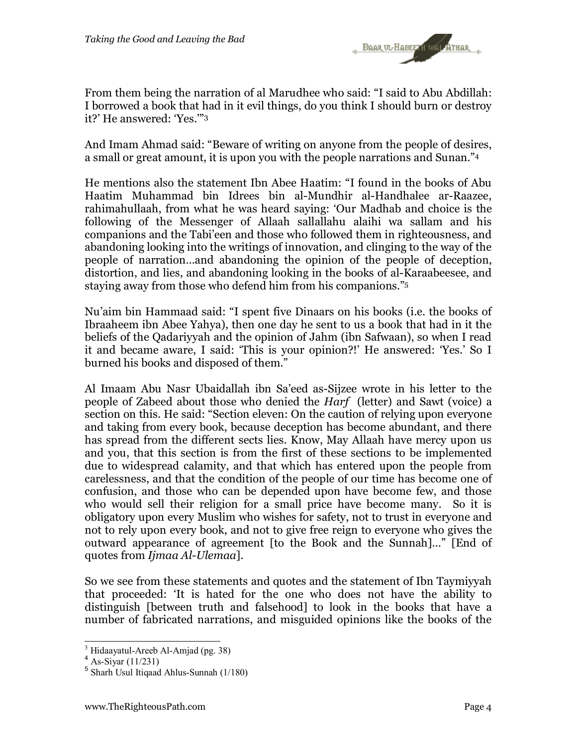From them being the narration of al Marudhee who said: "I said to Abu Abdillah: I borrowed a book that had in it evil things, do you think I should burn or destroy it?' He answered: 'Yes.'"[3]

And Imam Ahmad said: "Beware of writing on anyone from the people of desires, a small or great amount, it is upon you with the people narrations and Sunan."[4]

He mentions also the statement Ibn Abee Haatim: "I found in the books of Abu Haatim Muhammad bin Idrees bin al-Mundhir al-Handhalee ar-Raazee, rahimahullaah, from what he was heard saying: 'Our Madhab and choice is the following of the Messenger of Allaah sallallahu alaihi wa sallam and his companions and the Tabi'een and those who followed them in righteousness, and abandoning looking into the writings of innovation, and clinging to the way of the people of narration…and abandoning the opinion of the people of deception, distortion, and lies, and abandoning looking in the books of al-Karaabeesee, and staying away from those who defend him from his companions."[5]

Nu'aim bin Hammaad said: "I spent five Dinaars on his books (i.e. the books of Ibraaheem ibn Abee Yahya), then one day he sent to us a book that had in it the beliefs of the Qadariyyah and the opinion of Jahm (ibn Safwaan), so when I read it and became aware, I said: 'This is your opinion?!' He answered: 'Yes.' So I burned his books and disposed of them."

Al Imaam Abu Nasr Ubaidallah ibn Sa'eed as-Sijzee wrote in his letter to the people of Zabeed about those who denied the *Harf* (letter) and Sawt (voice) a section on this. He said: "Section eleven: On the caution of relying upon everyone and taking from every book, because deception has become abundant, and there has spread from the different sects lies. Know, May Allaah have mercy upon us and you, that this section is from the first of these sections to be implemented due to widespread calamity, and that which has entered upon the people from carelessness, and that the condition of the people of our time has become one of confusion, and those who can be depended upon have become few, and those who would sell their religion for a small price have become many. So it is obligatory upon every Muslim who wishes for safety, not to trust in everyone and not to rely upon every book, and not to give free reign to everyone who gives the outward appearance of agreement [to the Book and the Sunnah]…" [End of quotes from *Ijmaa Al-Ulemaa*].

So we see from these statements and quotes and the statement of Ibn Taymiyyah that proceeded: 'It is hated for the one who does not have the ability to distinguish [between truth and falsehood] to look in the books that have a number of fabricated narrations, and misguided opinions like the books of the

---

[3] Hidaayatul-Areeb Al-Amjad (pg. 38)

[4] As-Siyar (11/231)

[5] Sharh Usul Itiqaad Ahlus-Sunnah (1/180)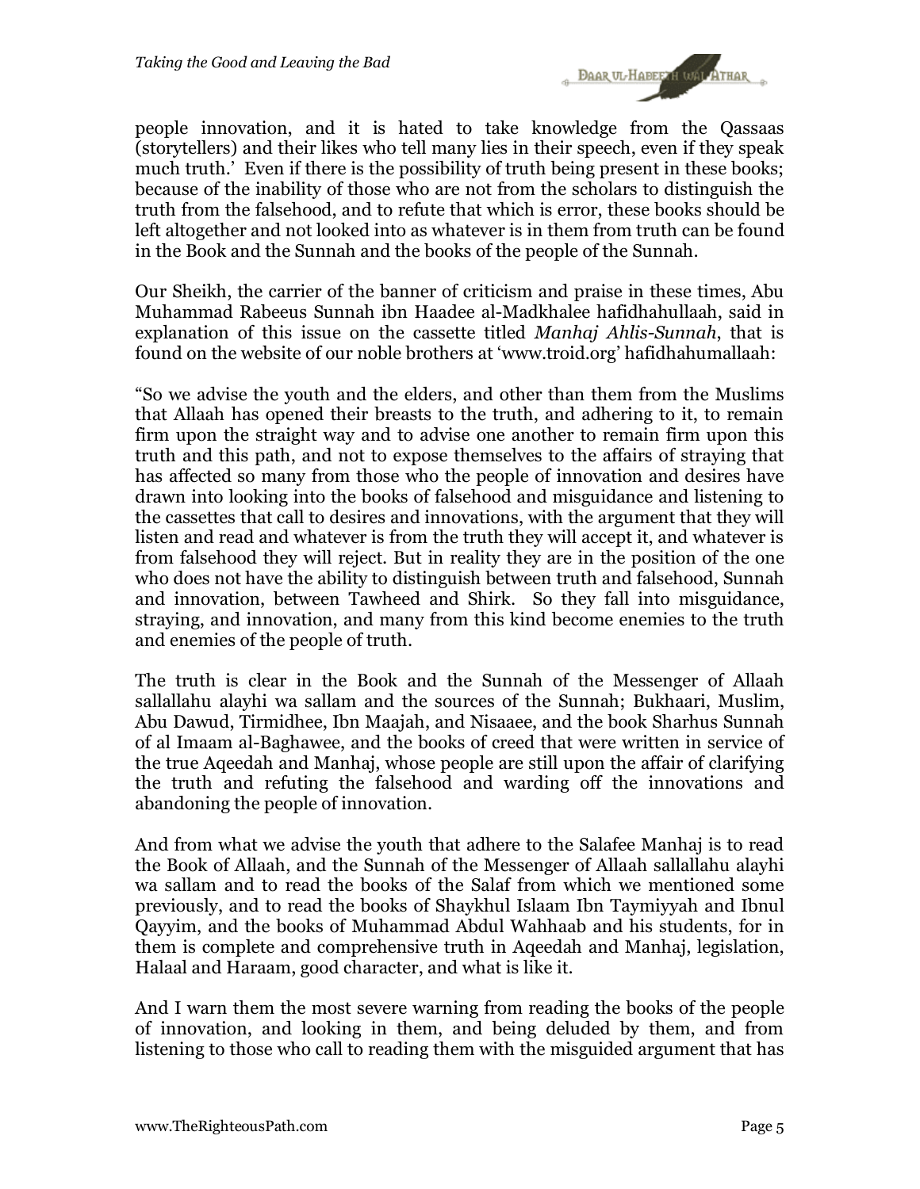people innovation, and it is hated to take knowledge from the Qassaas (storytellers) and their likes who tell many lies in their speech, even if they speak much truth.' Even if there is the possibility of truth being present in these books; because of the inability of those who are not from the scholars to distinguish the truth from the falsehood, and to refute that which is error, these books should be left altogether and not looked into as whatever is in them from truth can be found in the Book and the Sunnah and the books of the people of the Sunnah.

Our Sheikh, the carrier of the banner of criticism and praise in these times, Abu Muhammad Rabeeus Sunnah ibn Haadee al-Madkhalee hafidhahullaah, said in explanation of this issue on the cassette titled *Manhaj Ahlis-Sunnah*, that is found on the website of our noble brothers at 'www.troid.org' hafidhahumallaah:

"So we advise the youth and the elders, and other than them from the Muslims that Allaah has opened their breasts to the truth, and adhering to it, to remain firm upon the straight way and to advise one another to remain firm upon this truth and this path, and not to expose themselves to the affairs of straying that has affected so many from those who the people of innovation and desires have drawn into looking into the books of falsehood and misguidance and listening to the cassettes that call to desires and innovations, with the argument that they will listen and read and whatever is from the truth they will accept it, and whatever is from falsehood they will reject. But in reality they are in the position of the one who does not have the ability to distinguish between truth and falsehood, Sunnah and innovation, between Tawheed and Shirk. So they fall into misguidance, straying, and innovation, and many from this kind become enemies to the truth and enemies of the people of truth.

The truth is clear in the Book and the Sunnah of the Messenger of Allaah sallallahu alayhi wa sallam and the sources of the Sunnah; Bukhaari, Muslim, Abu Dawud, Tirmidhee, Ibn Maajah, and Nisaaee, and the book Sharhus Sunnah of al Imaam al-Baghawee, and the books of creed that were written in service of the true Aqeedah and Manhaj, whose people are still upon the affair of clarifying the truth and refuting the falsehood and warding off the innovations and abandoning the people of innovation.

And from what we advise the youth that adhere to the Salafee Manhaj is to read the Book of Allaah, and the Sunnah of the Messenger of Allaah sallallahu alayhi wa sallam and to read the books of the Salaf from which we mentioned some previously, and to read the books of Shaykhul Islaam Ibn Taymiyyah and Ibnul Qayyim, and the books of Muhammad Abdul Wahhaab and his students, for in them is complete and comprehensive truth in Aqeedah and Manhaj, legislation, Halaal and Haraam, good character, and what is like it.

And I warn them the most severe warning from reading the books of the people of innovation, and looking in them, and being deluded by them, and from listening to those who call to reading them with the misguided argument that has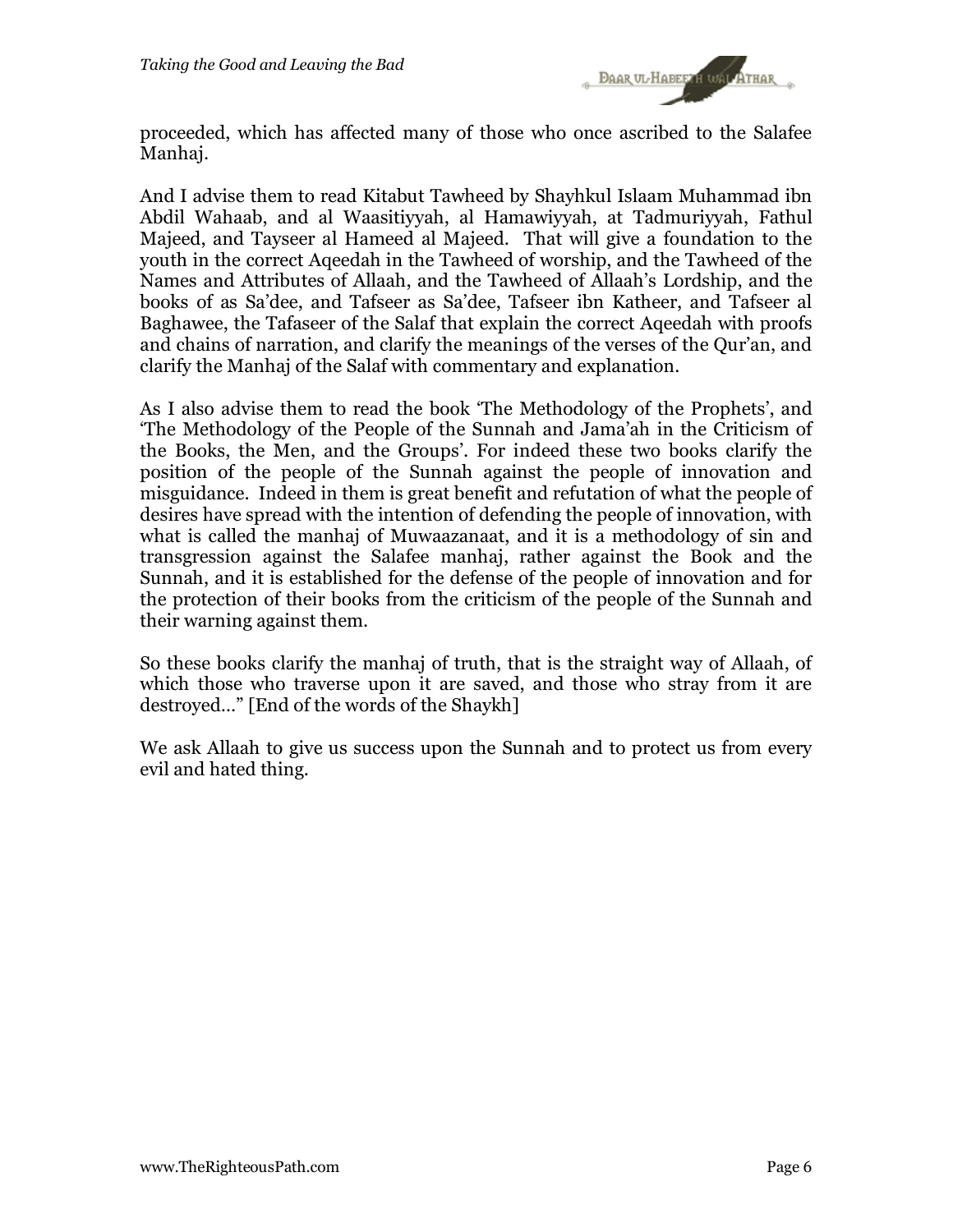proceeded, which has affected many of those who once ascribed to the Salafee Manhaj.

And I advise them to read Kitabut Tawheed by Shayhkul Islaam Muhammad ibn Abdil Wahaab, and al Waasitiyyah, al Hamawiyyah, at Tadmuriyyah, Fathul Majeed, and Tayseer al Hameed al Majeed. That will give a foundation to the youth in the correct Aqeedah in the Tawheed of worship, and the Tawheed of the Names and Attributes of Allaah, and the Tawheed of Allaah's Lordship, and the books of as Sa'dee, and Tafseer as Sa'dee, Tafseer ibn Katheer, and Tafseer al Baghawee, the Tafaseer of the Salaf that explain the correct Aqeedah with proofs and chains of narration, and clarify the meanings of the verses of the Qur'an, and clarify the Manhaj of the Salaf with commentary and explanation.

As I also advise them to read the book 'The Methodology of the Prophets', and 'The Methodology of the People of the Sunnah and Jama'ah in the Criticism of the Books, the Men, and the Groups'. For indeed these two books clarify the position of the people of the Sunnah against the people of innovation and misguidance. Indeed in them is great benefit and refutation of what the people of desires have spread with the intention of defending the people of innovation, with what is called the manhaj of Muwaazanaat, and it is a methodology of sin and transgression against the Salafee manhaj, rather against the Book and the Sunnah, and it is established for the defense of the people of innovation and for the protection of their books from the criticism of the people of the Sunnah and their warning against them.

So these books clarify the manhaj of truth, that is the straight way of Allaah, of which those who traverse upon it are saved, and those who stray from it are destroyed…" [End of the words of the Shaykh]

We ask Allaah to give us success upon the Sunnah and to protect us from every evil and hated thing.